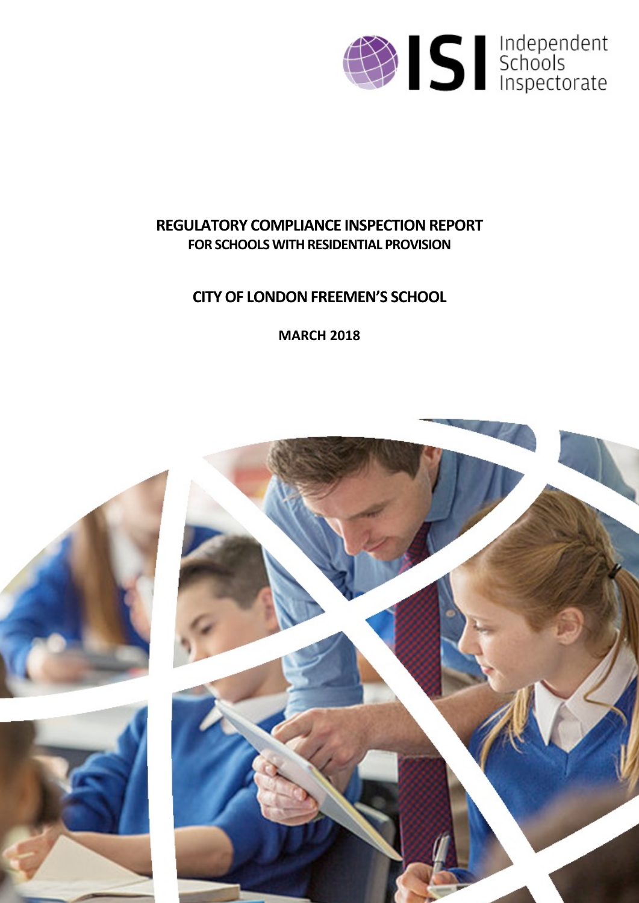ISI Independent Schools Inspectorate

# REGULATORY COMPLIANCE INSPECTION REPORT

## FOR SCHOOLS WITH RESIDENTIAL PROVISION

## CITY OF LONDON FREEMEN'S SCHOOL

**MARCH 2018**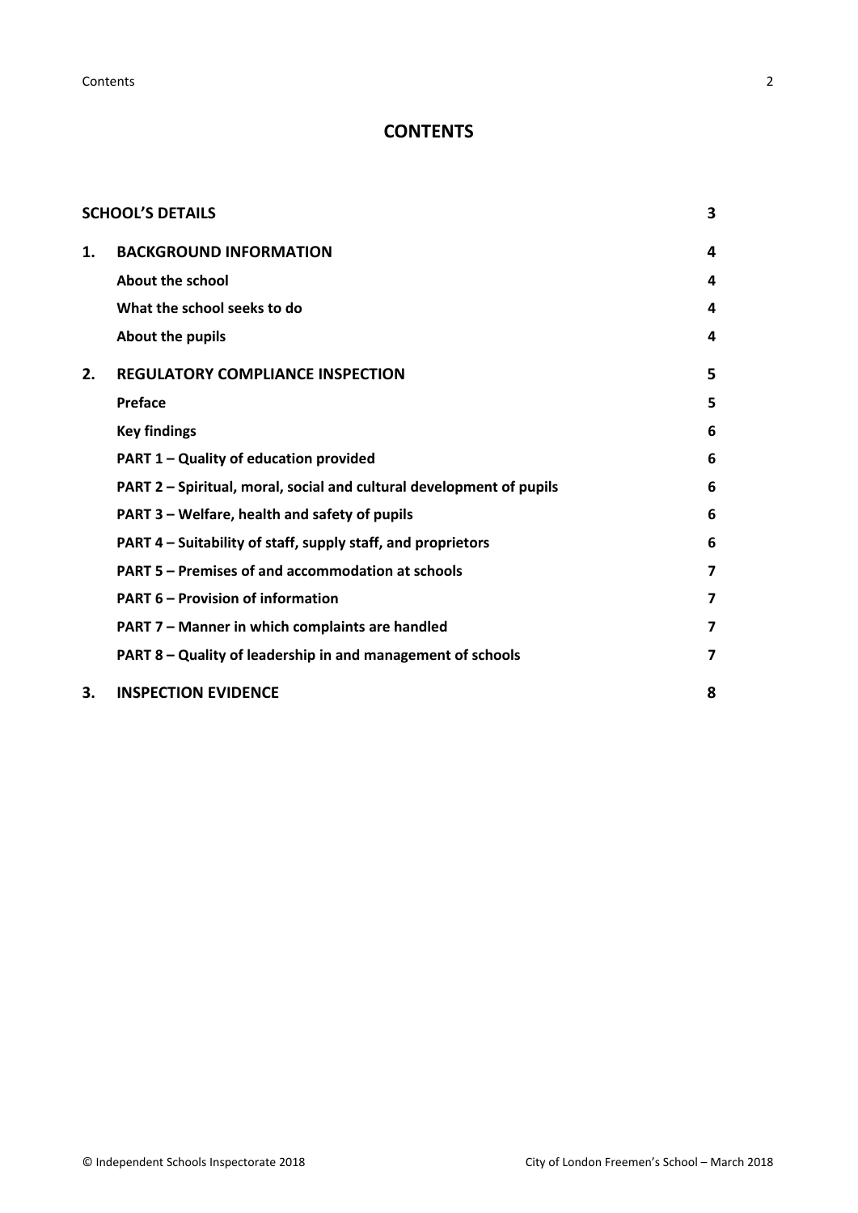# CONTENTS

| | | |
|---|---|---|
| **SCHOOL'S DETAILS** | | **3** |
| **1.** | **BACKGROUND INFORMATION** | **4** |
| | **About the school** | **4** |
| | **What the school seeks to do** | **4** |
| | **About the pupils** | **4** |
| **2.** | **REGULATORY COMPLIANCE INSPECTION** | **5** |
| | **Preface** | **5** |
| | **Key findings** | **6** |
| | **PART 1 – Quality of education provided** | **6** |
| | **PART 2 – Spiritual, moral, social and cultural development of pupils** | **6** |
| | **PART 3 – Welfare, health and safety of pupils** | **6** |
| | **PART 4 – Suitability of staff, supply staff, and proprietors** | **6** |
| | **PART 5 – Premises of and accommodation at schools** | **7** |
| | **PART 6 – Provision of information** | **7** |
| | **PART 7 – Manner in which complaints are handled** | **7** |
| | **PART 8 – Quality of leadership in and management of schools** | **7** |
| **3.** | **INSPECTION EVIDENCE** | **8** |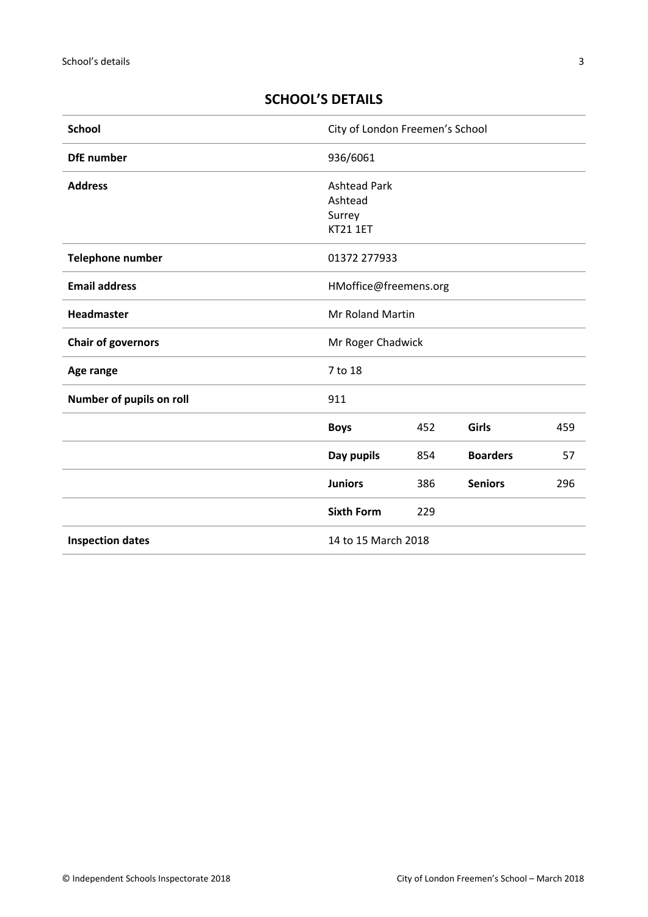## SCHOOL'S DETAILS

| School | City of London Freemen's School | | | |
|---|---|---|---|---|
| **DfE number** | 936/6061 | | | |
| **Address** | Ashtead Park<br>Ashtead<br>Surrey<br>KT21 1ET | | | |
| **Telephone number** | 01372 277933 | | | |
| **Email address** | HMoffice@freemens.org | | | |
| **Headmaster** | Mr Roland Martin | | | |
| **Chair of governors** | Mr Roger Chadwick | | | |
| **Age range** | 7 to 18 | | | |
| **Number of pupils on roll** | 911 | | | |
| | **Boys** | 452 | **Girls** | 459 |
| | **Day pupils** | 854 | **Boarders** | 57 |
| | **Juniors** | 386 | **Seniors** | 296 |
| | **Sixth Form** | 229 | | |
| **Inspection dates** | 14 to 15 March 2018 | | | |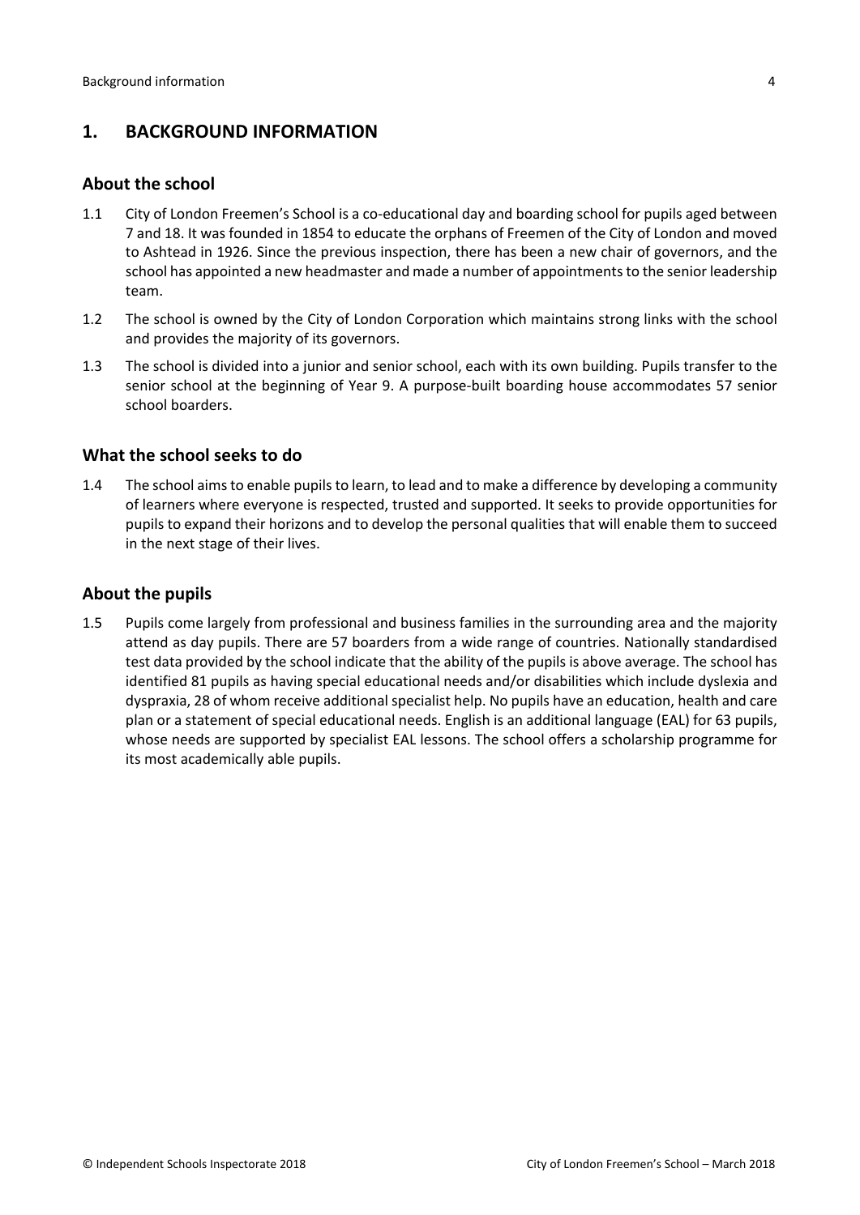## 1. BACKGROUND INFORMATION

### About the school

1.1 City of London Freemen's School is a co-educational day and boarding school for pupils aged between 7 and 18. It was founded in 1854 to educate the orphans of Freemen of the City of London and moved to Ashtead in 1926. Since the previous inspection, there has been a new chair of governors, and the school has appointed a new headmaster and made a number of appointments to the senior leadership team.

1.2 The school is owned by the City of London Corporation which maintains strong links with the school and provides the majority of its governors.

1.3 The school is divided into a junior and senior school, each with its own building. Pupils transfer to the senior school at the beginning of Year 9. A purpose-built boarding house accommodates 57 senior school boarders.

### What the school seeks to do

1.4 The school aims to enable pupils to learn, to lead and to make a difference by developing a community of learners where everyone is respected, trusted and supported. It seeks to provide opportunities for pupils to expand their horizons and to develop the personal qualities that will enable them to succeed in the next stage of their lives.

### About the pupils

1.5 Pupils come largely from professional and business families in the surrounding area and the majority attend as day pupils. There are 57 boarders from a wide range of countries. Nationally standardised test data provided by the school indicate that the ability of the pupils is above average. The school has identified 81 pupils as having special educational needs and/or disabilities which include dyslexia and dyspraxia, 28 of whom receive additional specialist help. No pupils have an education, health and care plan or a statement of special educational needs. English is an additional language (EAL) for 63 pupils, whose needs are supported by specialist EAL lessons. The school offers a scholarship programme for its most academically able pupils.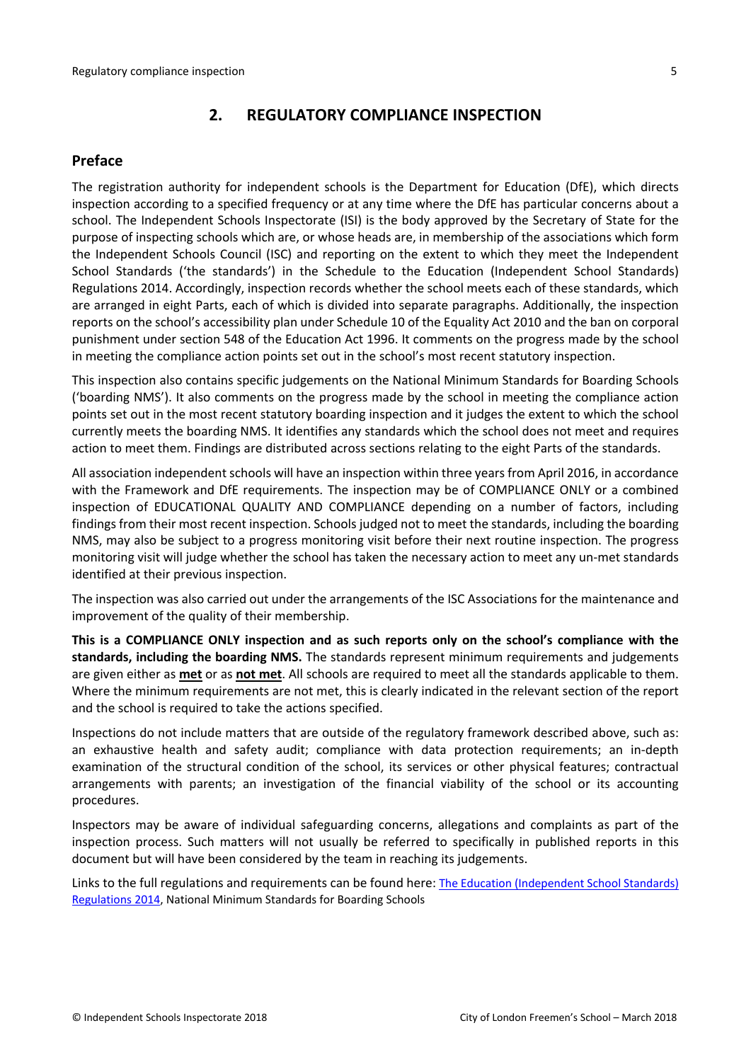## 2. REGULATORY COMPLIANCE INSPECTION

### Preface

The registration authority for independent schools is the Department for Education (DfE), which directs inspection according to a specified frequency or at any time where the DfE has particular concerns about a school. The Independent Schools Inspectorate (ISI) is the body approved by the Secretary of State for the purpose of inspecting schools which are, or whose heads are, in membership of the associations which form the Independent Schools Council (ISC) and reporting on the extent to which they meet the Independent School Standards ('the standards') in the Schedule to the Education (Independent School Standards) Regulations 2014. Accordingly, inspection records whether the school meets each of these standards, which are arranged in eight Parts, each of which is divided into separate paragraphs. Additionally, the inspection reports on the school's accessibility plan under Schedule 10 of the Equality Act 2010 and the ban on corporal punishment under section 548 of the Education Act 1996. It comments on the progress made by the school in meeting the compliance action points set out in the school's most recent statutory inspection.

This inspection also contains specific judgements on the National Minimum Standards for Boarding Schools ('boarding NMS'). It also comments on the progress made by the school in meeting the compliance action points set out in the most recent statutory boarding inspection and it judges the extent to which the school currently meets the boarding NMS. It identifies any standards which the school does not meet and requires action to meet them. Findings are distributed across sections relating to the eight Parts of the standards.

All association independent schools will have an inspection within three years from April 2016, in accordance with the Framework and DfE requirements. The inspection may be of COMPLIANCE ONLY or a combined inspection of EDUCATIONAL QUALITY AND COMPLIANCE depending on a number of factors, including findings from their most recent inspection. Schools judged not to meet the standards, including the boarding NMS, may also be subject to a progress monitoring visit before their next routine inspection. The progress monitoring visit will judge whether the school has taken the necessary action to meet any un-met standards identified at their previous inspection.

The inspection was also carried out under the arrangements of the ISC Associations for the maintenance and improvement of the quality of their membership.

**This is a COMPLIANCE ONLY inspection and as such reports only on the school's compliance with the standards, including the boarding NMS.** The standards represent minimum requirements and judgements are given either as **met** or as **not met**. All schools are required to meet all the standards applicable to them. Where the minimum requirements are not met, this is clearly indicated in the relevant section of the report and the school is required to take the actions specified.

Inspections do not include matters that are outside of the regulatory framework described above, such as: an exhaustive health and safety audit; compliance with data protection requirements; an in-depth examination of the structural condition of the school, its services or other physical features; contractual arrangements with parents; an investigation of the financial viability of the school or its accounting procedures.

Inspectors may be aware of individual safeguarding concerns, allegations and complaints as part of the inspection process. Such matters will not usually be referred to specifically in published reports in this document but will have been considered by the team in reaching its judgements.

Links to the full regulations and requirements can be found here: The Education (Independent School Standards) Regulations 2014, National Minimum Standards for Boarding Schools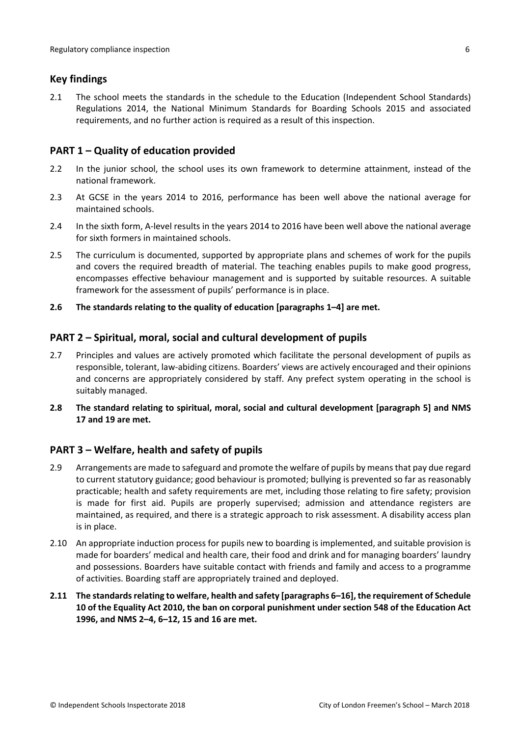## Key findings

2.1 The school meets the standards in the schedule to the Education (Independent School Standards) Regulations 2014, the National Minimum Standards for Boarding Schools 2015 and associated requirements, and no further action is required as a result of this inspection.

## PART 1 – Quality of education provided

2.2 In the junior school, the school uses its own framework to determine attainment, instead of the national framework.

2.3 At GCSE in the years 2014 to 2016, performance has been well above the national average for maintained schools.

2.4 In the sixth form, A-level results in the years 2014 to 2016 have been well above the national average for sixth formers in maintained schools.

2.5 The curriculum is documented, supported by appropriate plans and schemes of work for the pupils and covers the required breadth of material. The teaching enables pupils to make good progress, encompasses effective behaviour management and is supported by suitable resources. A suitable framework for the assessment of pupils' performance is in place.

**2.6 The standards relating to the quality of education [paragraphs 1–4] are met.**

## PART 2 – Spiritual, moral, social and cultural development of pupils

2.7 Principles and values are actively promoted which facilitate the personal development of pupils as responsible, tolerant, law-abiding citizens. Boarders' views are actively encouraged and their opinions and concerns are appropriately considered by staff. Any prefect system operating in the school is suitably managed.

**2.8 The standard relating to spiritual, moral, social and cultural development [paragraph 5] and NMS 17 and 19 are met.**

## PART 3 – Welfare, health and safety of pupils

2.9 Arrangements are made to safeguard and promote the welfare of pupils by means that pay due regard to current statutory guidance; good behaviour is promoted; bullying is prevented so far as reasonably practicable; health and safety requirements are met, including those relating to fire safety; provision is made for first aid. Pupils are properly supervised; admission and attendance registers are maintained, as required, and there is a strategic approach to risk assessment. A disability access plan is in place.

2.10 An appropriate induction process for pupils new to boarding is implemented, and suitable provision is made for boarders' medical and health care, their food and drink and for managing boarders' laundry and possessions. Boarders have suitable contact with friends and family and access to a programme of activities. Boarding staff are appropriately trained and deployed.

**2.11 The standards relating to welfare, health and safety [paragraphs 6–16], the requirement of Schedule 10 of the Equality Act 2010, the ban on corporal punishment under section 548 of the Education Act 1996, and NMS 2–4, 6–12, 15 and 16 are met.**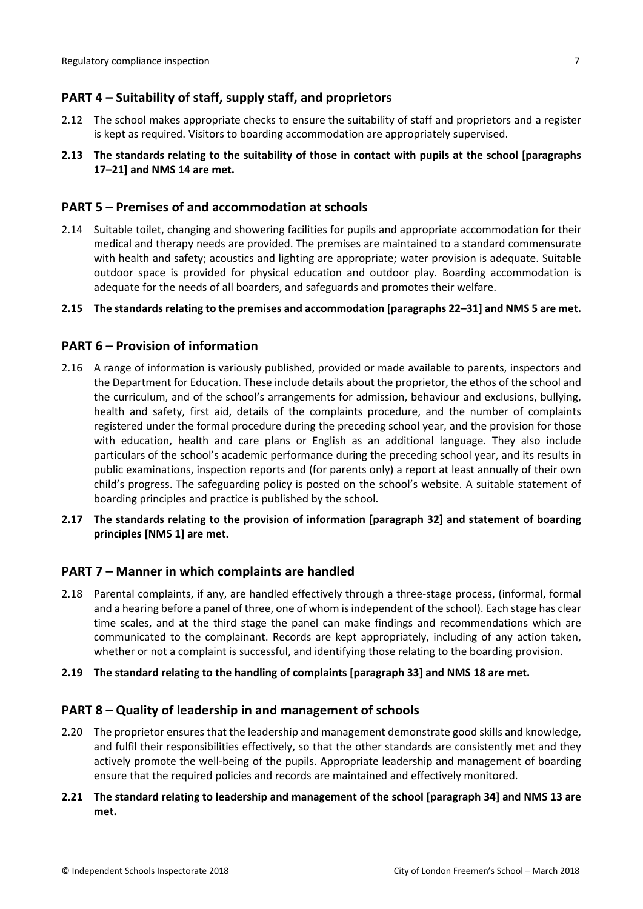## PART 4 – Suitability of staff, supply staff, and proprietors

2.12 The school makes appropriate checks to ensure the suitability of staff and proprietors and a register is kept as required. Visitors to boarding accommodation are appropriately supervised.

**2.13 The standards relating to the suitability of those in contact with pupils at the school [paragraphs 17–21] and NMS 14 are met.**

## PART 5 – Premises of and accommodation at schools

2.14 Suitable toilet, changing and showering facilities for pupils and appropriate accommodation for their medical and therapy needs are provided. The premises are maintained to a standard commensurate with health and safety; acoustics and lighting are appropriate; water provision is adequate. Suitable outdoor space is provided for physical education and outdoor play. Boarding accommodation is adequate for the needs of all boarders, and safeguards and promotes their welfare.

**2.15 The standards relating to the premises and accommodation [paragraphs 22–31] and NMS 5 are met.**

## PART 6 – Provision of information

2.16 A range of information is variously published, provided or made available to parents, inspectors and the Department for Education. These include details about the proprietor, the ethos of the school and the curriculum, and of the school's arrangements for admission, behaviour and exclusions, bullying, health and safety, first aid, details of the complaints procedure, and the number of complaints registered under the formal procedure during the preceding school year, and the provision for those with education, health and care plans or English as an additional language. They also include particulars of the school's academic performance during the preceding school year, and its results in public examinations, inspection reports and (for parents only) a report at least annually of their own child's progress. The safeguarding policy is posted on the school's website. A suitable statement of boarding principles and practice is published by the school.

**2.17 The standards relating to the provision of information [paragraph 32] and statement of boarding principles [NMS 1] are met.**

## PART 7 – Manner in which complaints are handled

2.18 Parental complaints, if any, are handled effectively through a three-stage process, (informal, formal and a hearing before a panel of three, one of whom is independent of the school). Each stage has clear time scales, and at the third stage the panel can make findings and recommendations which are communicated to the complainant. Records are kept appropriately, including of any action taken, whether or not a complaint is successful, and identifying those relating to the boarding provision.

**2.19 The standard relating to the handling of complaints [paragraph 33] and NMS 18 are met.**

## PART 8 – Quality of leadership in and management of schools

2.20 The proprietor ensures that the leadership and management demonstrate good skills and knowledge, and fulfil their responsibilities effectively, so that the other standards are consistently met and they actively promote the well-being of the pupils. Appropriate leadership and management of boarding ensure that the required policies and records are maintained and effectively monitored.

**2.21 The standard relating to leadership and management of the school [paragraph 34] and NMS 13 are met.**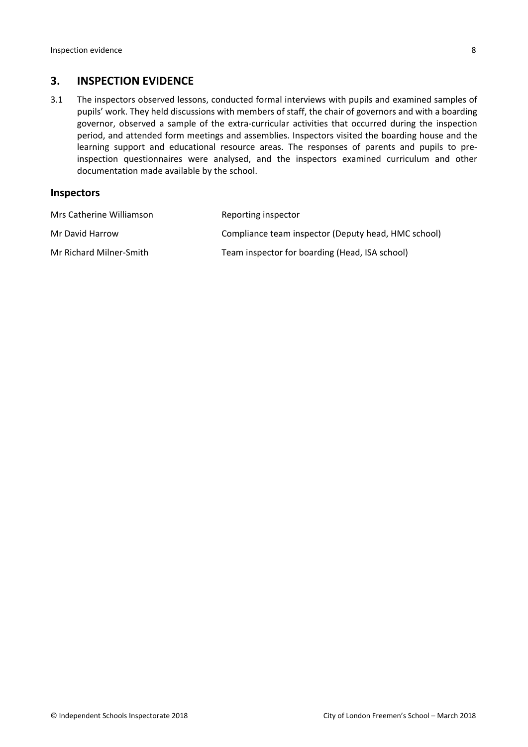## 3. INSPECTION EVIDENCE

3.1 The inspectors observed lessons, conducted formal interviews with pupils and examined samples of pupils' work. They held discussions with members of staff, the chair of governors and with a boarding governor, observed a sample of the extra-curricular activities that occurred during the inspection period, and attended form meetings and assemblies. Inspectors visited the boarding house and the learning support and educational resource areas. The responses of parents and pupils to pre-inspection questionnaires were analysed, and the inspectors examined curriculum and other documentation made available by the school.

### Inspectors

| | |
|---|---|
| Mrs Catherine Williamson | Reporting inspector |
| Mr David Harrow | Compliance team inspector (Deputy head, HMC school) |
| Mr Richard Milner-Smith | Team inspector for boarding (Head, ISA school) |